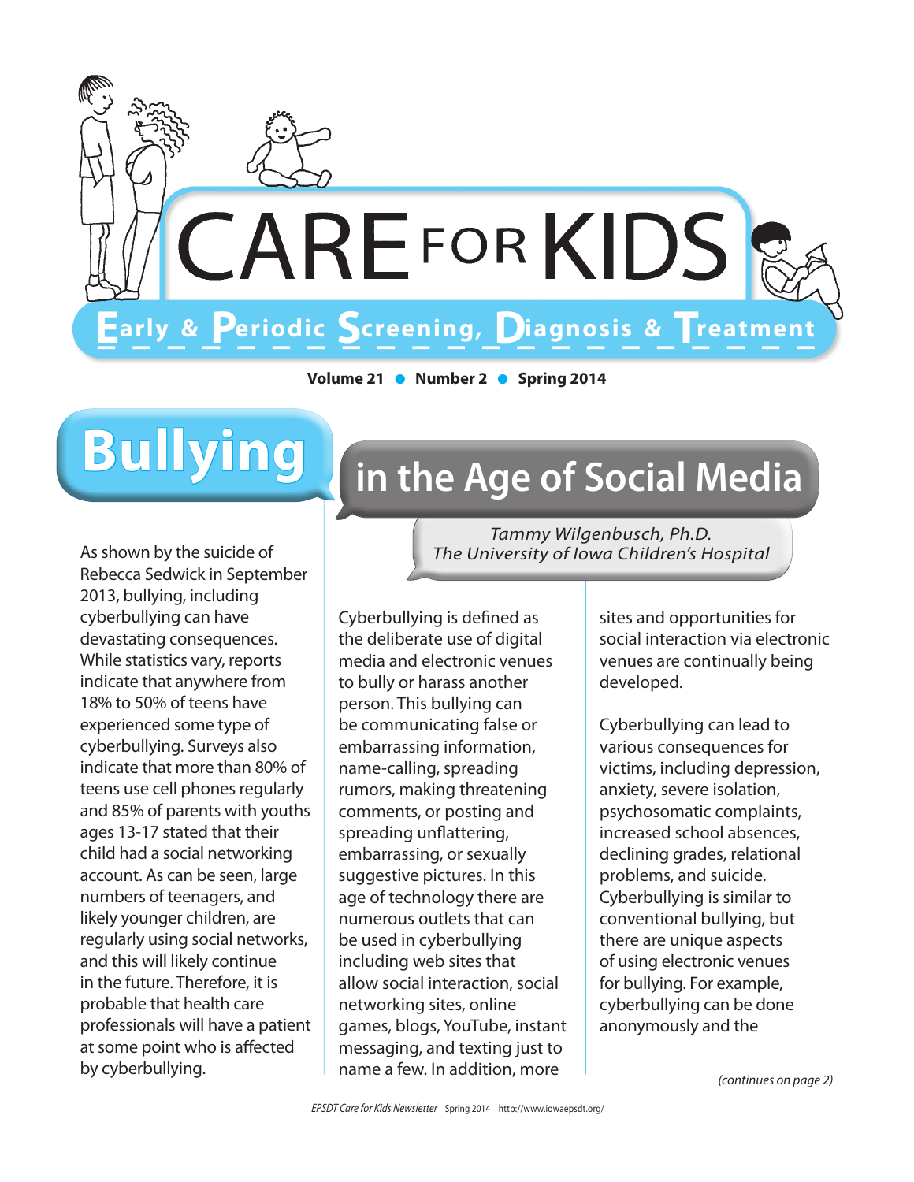# CARE FOR KIDS

**Early & Periodic Screening, Diagnosis & Treatment**

**Volume 21 • Number 2 • Spring 2014**

# Bullying in the Age of Social Media

*Tammy Wilgenbusch, Ph.D.*
*The University of Iowa Children's Hospital*

As shown by the suicide of Rebecca Sedwick in September 2013, bullying, including cyberbullying can have devastating consequences. While statistics vary, reports indicate that anywhere from 18% to 50% of teens have experienced some type of cyberbullying. Surveys also indicate that more than 80% of teens use cell phones regularly and 85% of parents with youths ages 13-17 stated that their child had a social networking account. As can be seen, large numbers of teenagers, and likely younger children, are regularly using social networks, and this will likely continue in the future. Therefore, it is probable that health care professionals will have a patient at some point who is affected by cyberbullying.

Cyberbullying is defined as the deliberate use of digital media and electronic venues to bully or harass another person. This bullying can be communicating false or embarrassing information, name-calling, spreading rumors, making threatening comments, or posting and spreading unflattering, embarrassing, or sexually suggestive pictures. In this age of technology there are numerous outlets that can be used in cyberbullying including web sites that allow social interaction, social networking sites, online games, blogs, YouTube, instant messaging, and texting just to name a few. In addition, more sites and opportunities for social interaction via electronic venues are continually being developed.

Cyberbullying can lead to various consequences for victims, including depression, anxiety, severe isolation, psychosomatic complaints, increased school absences, declining grades, relational problems, and suicide. Cyberbullying is similar to conventional bullying, but there are unique aspects of using electronic venues for bullying. For example, cyberbullying can be done anonymously and the

*(continues on page 2)*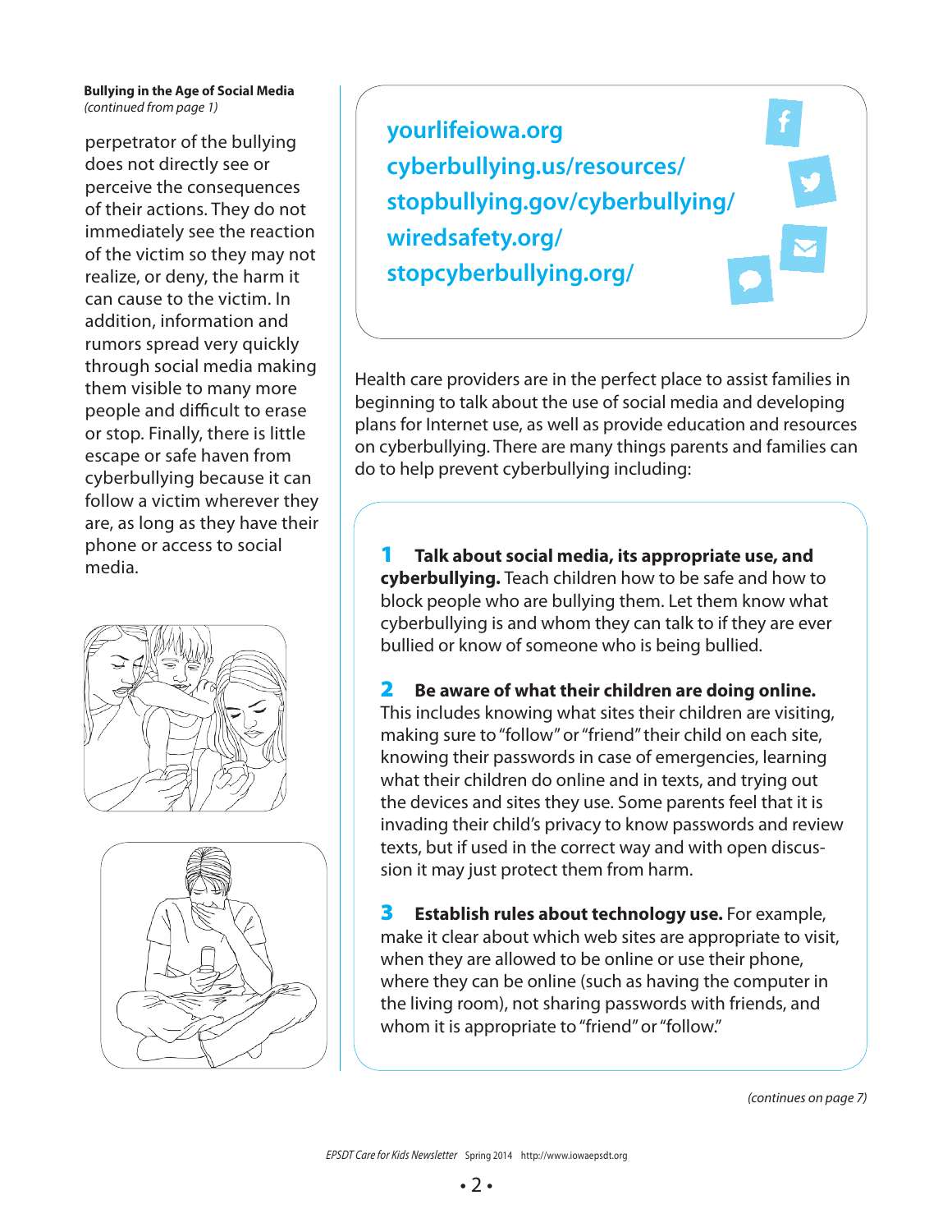**Bullying in the Age of Social Media**
*(continued from page 1)*

perpetrator of the bullying does not directly see or perceive the consequences of their actions. They do not immediately see the reaction of the victim so they may not realize, or deny, the harm it can cause to the victim. In addition, information and rumors spread very quickly through social media making them visible to many more people and difficult to erase or stop. Finally, there is little escape or safe haven from cyberbullying because it can follow a victim wherever they are, as long as they have their phone or access to social media.

**yourlifeiowa.org**
**cyberbullying.us/resources/**
**stopbullying.gov/cyberbullying/**
**wiredsafety.org/**
**stopcyberbullying.org/**

Health care providers are in the perfect place to assist families in beginning to talk about the use of social media and developing plans for Internet use, as well as provide education and resources on cyberbullying. There are many things parents and families can do to help prevent cyberbullying including:

**1 Talk about social media, its appropriate use, and cyberbullying.** Teach children how to be safe and how to block people who are bullying them. Let them know what cyberbullying is and whom they can talk to if they are ever bullied or know of someone who is being bullied.

**2 Be aware of what their children are doing online.** This includes knowing what sites their children are visiting, making sure to "follow" or "friend" their child on each site, knowing their passwords in case of emergencies, learning what their children do online and in texts, and trying out the devices and sites they use. Some parents feel that it is invading their child's privacy to know passwords and review texts, but if used in the correct way and with open discussion it may just protect them from harm.

**3 Establish rules about technology use.** For example, make it clear about which web sites are appropriate to visit, when they are allowed to be online or use their phone, where they can be online (such as having the computer in the living room), not sharing passwords with friends, and whom it is appropriate to "friend" or "follow."

*(continues on page 7)*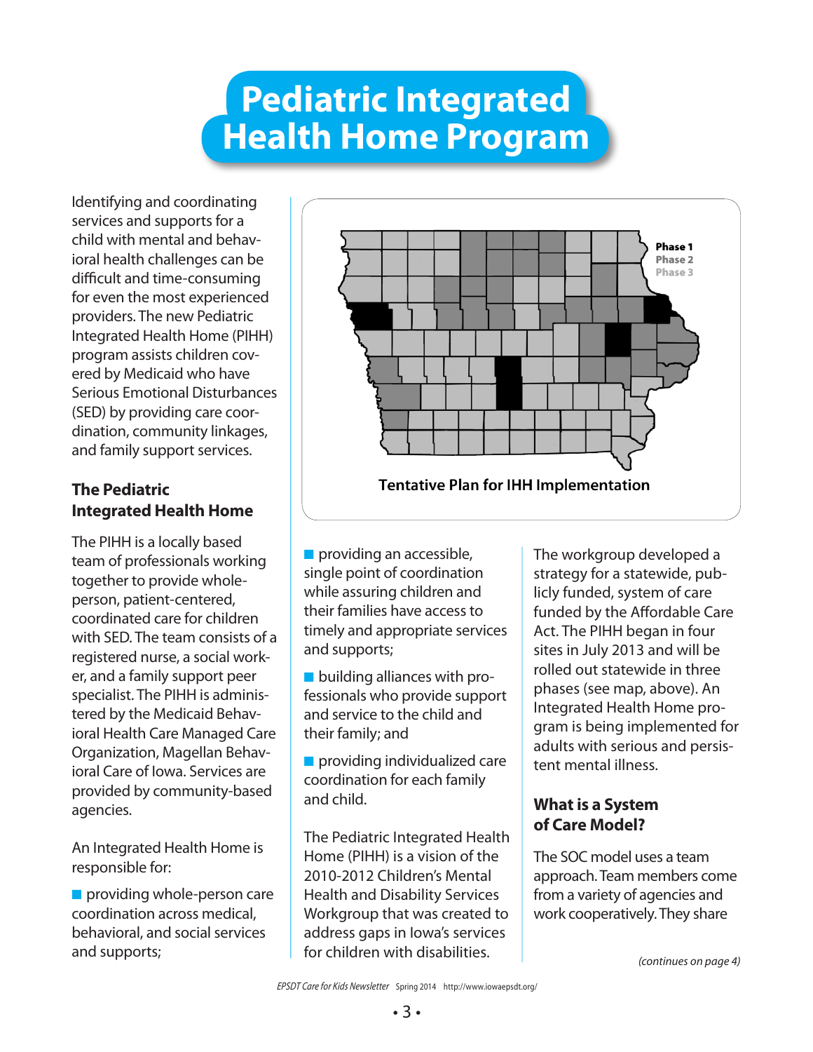# Pediatric Integrated Health Home Program

Identifying and coordinating services and supports for a child with mental and behavioral health challenges can be difficult and time-consuming for even the most experienced providers. The new Pediatric Integrated Health Home (PIHH) program assists children covered by Medicaid who have Serious Emotional Disturbances (SED) by providing care coordination, community linkages, and family support services.

Phase 1
Phase 2
Phase 3

Tentative Plan for IHH Implementation

## The Pediatric Integrated Health Home

The PIHH is a locally based team of professionals working together to provide whole-person, patient-centered, coordinated care for children with SED. The team consists of a registered nurse, a social worker, and a family support peer specialist. The PIHH is administered by the Medicaid Behavioral Health Care Managed Care Organization, Magellan Behavioral Care of Iowa. Services are provided by community-based agencies.

An Integrated Health Home is responsible for:

- providing whole-person care coordination across medical, behavioral, and social services and supports;
- providing an accessible, single point of coordination while assuring children and their families have access to timely and appropriate services and supports;
- building alliances with professionals who provide support and service to the child and their family; and
- providing individualized care coordination for each family and child.

The Pediatric Integrated Health Home (PIHH) is a vision of the 2010-2012 Children's Mental Health and Disability Services Workgroup that was created to address gaps in Iowa's services for children with disabilities.

The workgroup developed a strategy for a statewide, publicly funded, system of care funded by the Affordable Care Act. The PIHH began in four sites in July 2013 and will be rolled out statewide in three phases (see map, above). An Integrated Health Home program is being implemented for adults with serious and persistent mental illness.

## What is a System of Care Model?

The SOC model uses a team approach. Team members come from a variety of agencies and work cooperatively. They share

*(continues on page 4)*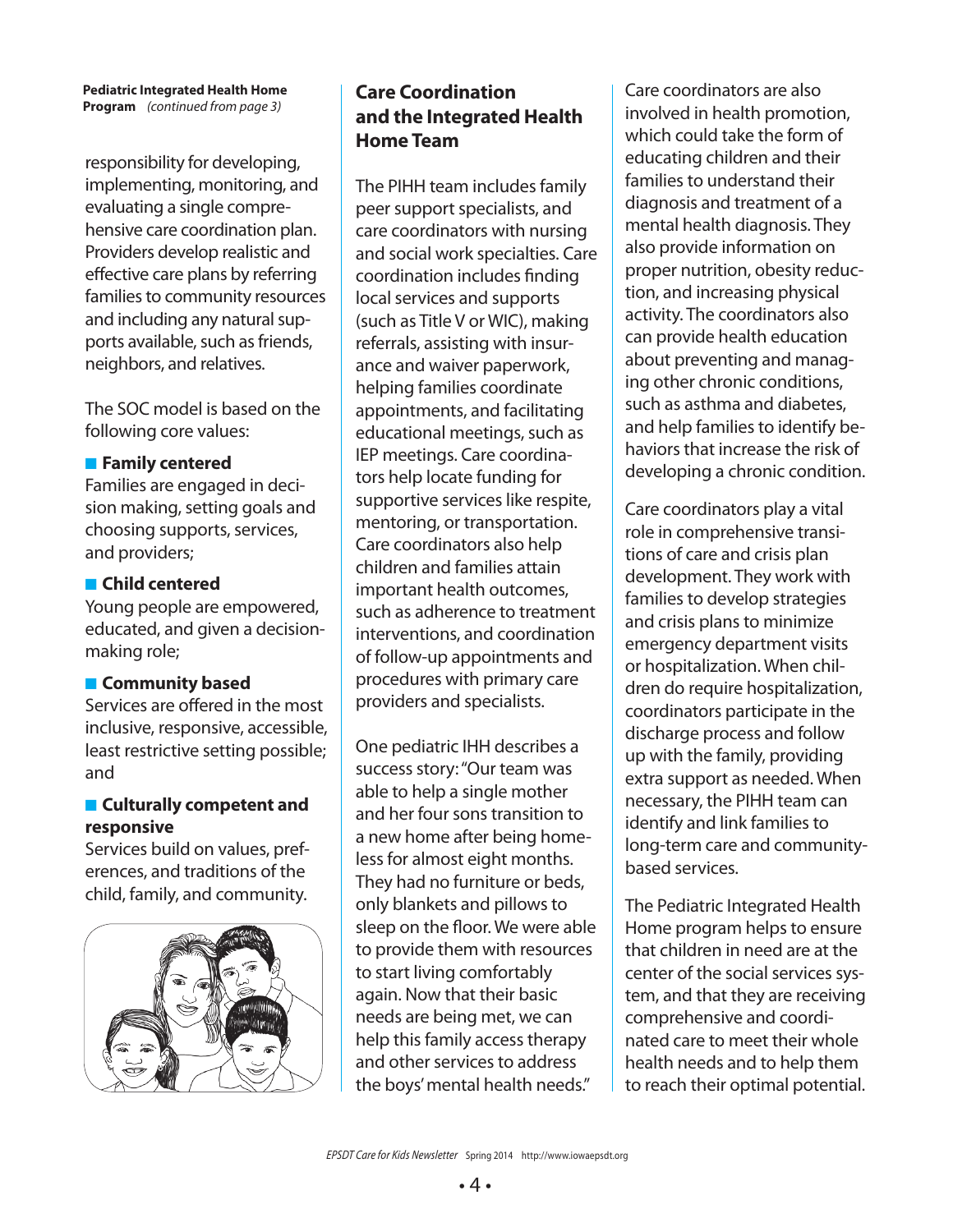**Pediatric Integrated Health Home Program** *(continued from page 3)*

responsibility for developing, implementing, monitoring, and evaluating a single comprehensive care coordination plan. Providers develop realistic and effective care plans by referring families to community resources and including any natural supports available, such as friends, neighbors, and relatives.

The SOC model is based on the following core values:

- **Family centered**
  Families are engaged in decision making, setting goals and choosing supports, services, and providers;
- **Child centered**
  Young people are empowered, educated, and given a decision-making role;
- **Community based**
  Services are offered in the most inclusive, responsive, accessible, least restrictive setting possible; and
- **Culturally competent and responsive**
  Services build on values, preferences, and traditions of the child, family, and community.

## Care Coordination and the Integrated Health Home Team

The PIHH team includes family peer support specialists, and care coordinators with nursing and social work specialties. Care coordination includes finding local services and supports (such as Title V or WIC), making referrals, assisting with insurance and waiver paperwork, helping families coordinate appointments, and facilitating educational meetings, such as IEP meetings. Care coordinators help locate funding for supportive services like respite, mentoring, or transportation. Care coordinators also help children and families attain important health outcomes, such as adherence to treatment interventions, and coordination of follow-up appointments and procedures with primary care providers and specialists.

One pediatric IHH describes a success story: "Our team was able to help a single mother and her four sons transition to a new home after being homeless for almost eight months. They had no furniture or beds, only blankets and pillows to sleep on the floor. We were able to provide them with resources to start living comfortably again. Now that their basic needs are being met, we can help this family access therapy and other services to address the boys' mental health needs."

Care coordinators are also involved in health promotion, which could take the form of educating children and their families to understand their diagnosis and treatment of a mental health diagnosis. They also provide information on proper nutrition, obesity reduction, and increasing physical activity. The coordinators also can provide health education about preventing and managing other chronic conditions, such as asthma and diabetes, and help families to identify behaviors that increase the risk of developing a chronic condition.

Care coordinators play a vital role in comprehensive transitions of care and crisis plan development. They work with families to develop strategies and crisis plans to minimize emergency department visits or hospitalization. When children do require hospitalization, coordinators participate in the discharge process and follow up with the family, providing extra support as needed. When necessary, the PIHH team can identify and link families to long-term care and community-based services.

The Pediatric Integrated Health Home program helps to ensure that children in need are at the center of the social services system, and that they are receiving comprehensive and coordinated care to meet their whole health needs and to help them to reach their optimal potential.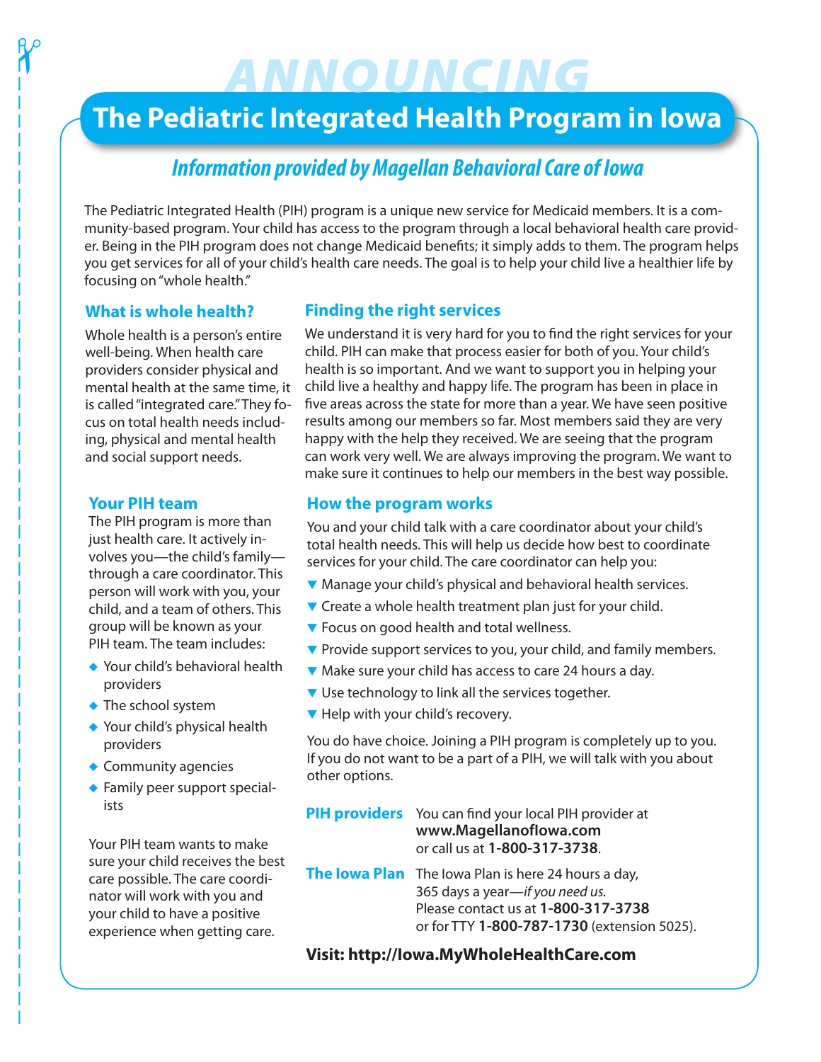ANNOUNCING

# The Pediatric Integrated Health Program in Iowa

## *Information provided by Magellan Behavioral Care of Iowa*

The Pediatric Integrated Health (PIH) program is a unique new service for Medicaid members. It is a community-based program. Your child has access to the program through a local behavioral health care provider. Being in the PIH program does not change Medicaid benefits; it simply adds to them. The program helps you get services for all of your child's health care needs. The goal is to help your child live a healthier life by focusing on "whole health."

### What is whole health?

Whole health is a person's entire well-being. When health care providers consider physical and mental health at the same time, it is called "integrated care." They focus on total health needs including, physical and mental health and social support needs.

### Your PIH team

The PIH program is more than just health care. It actively involves you—the child's family—through a care coordinator. This person will work with you, your child, and a team of others. This group will be known as your PIH team. The team includes:

- Your child's behavioral health providers
- The school system
- Your child's physical health providers
- Community agencies
- Family peer support specialists

Your PIH team wants to make sure your child receives the best care possible. The care coordinator will work with you and your child to have a positive experience when getting care.

### Finding the right services

We understand it is very hard for you to find the right services for your child. PIH can make that process easier for both of you. Your child's health is so important. And we want to support you in helping your child live a healthy and happy life. The program has been in place in five areas across the state for more than a year. We have seen positive results among our members so far. Most members said they are very happy with the help they received. We are seeing that the program can work very well. We are always improving the program. We want to make sure it continues to help our members in the best way possible.

### How the program works

You and your child talk with a care coordinator about your child's total health needs. This will help us decide how best to coordinate services for your child. The care coordinator can help you:

- Manage your child's physical and behavioral health services.
- Create a whole health treatment plan just for your child.
- Focus on good health and total wellness.
- Provide support services to you, your child, and family members.
- Make sure your child has access to care 24 hours a day.
- Use technology to link all the services together.
- Help with your child's recovery.

You do have choice. Joining a PIH program is completely up to you. If you do not want to be a part of a PIH, we will talk with you about other options.

**PIH providers** You can find your local PIH provider at **www.MagellanofIowa.com** or call us at **1-800-317-3738**.

**The Iowa Plan** The Iowa Plan is here 24 hours a day, 365 days a year—*if you need us.* Please contact us at **1-800-317-3738** or for TTY **1-800-787-1730** (extension 5025).

**Visit: http://Iowa.MyWholeHealthCare.com**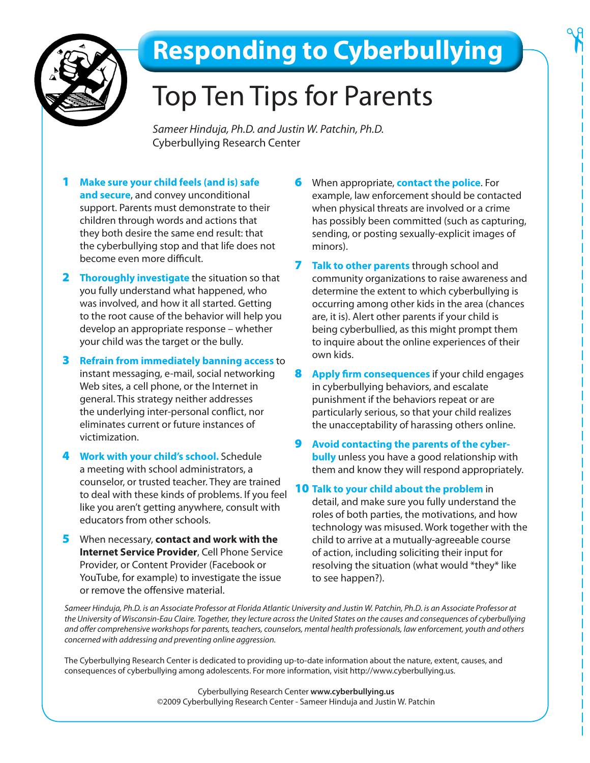# Responding to Cyberbullying

## Top Ten Tips for Parents

*Sameer Hinduja, Ph.D. and Justin W. Patchin, Ph.D.*
Cyberbullying Research Center

1. **Make sure your child feels (and is) safe and secure**, and convey unconditional support. Parents must demonstrate to their children through words and actions that they both desire the same end result: that the cyberbullying stop and that life does not become even more difficult.

2. **Thoroughly investigate** the situation so that you fully understand what happened, who was involved, and how it all started. Getting to the root cause of the behavior will help you develop an appropriate response – whether your child was the target or the bully.

3. **Refrain from immediately banning access** to instant messaging, e-mail, social networking Web sites, a cell phone, or the Internet in general. This strategy neither addresses the underlying inter-personal conflict, nor eliminates current or future instances of victimization.

4. **Work with your child's school.** Schedule a meeting with school administrators, a counselor, or trusted teacher. They are trained to deal with these kinds of problems. If you feel like you aren't getting anywhere, consult with educators from other schools.

5. When necessary, **contact and work with the Internet Service Provider**, Cell Phone Service Provider, or Content Provider (Facebook or YouTube, for example) to investigate the issue or remove the offensive material.

6. When appropriate, **contact the police**. For example, law enforcement should be contacted when physical threats are involved or a crime has possibly been committed (such as capturing, sending, or posting sexually-explicit images of minors).

7. **Talk to other parents** through school and community organizations to raise awareness and determine the extent to which cyberbullying is occurring among other kids in the area (chances are, it is). Alert other parents if your child is being cyberbullied, as this might prompt them to inquire about the online experiences of their own kids.

8. **Apply firm consequences** if your child engages in cyberbullying behaviors, and escalate punishment if the behaviors repeat or are particularly serious, so that your child realizes the unacceptability of harassing others online.

9. **Avoid contacting the parents of the cyber-bully** unless you have a good relationship with them and know they will respond appropriately.

10. **Talk to your child about the problem** in detail, and make sure you fully understand the roles of both parties, the motivations, and how technology was misused. Work together with the child to arrive at a mutually-agreeable course of action, including soliciting their input for resolving the situation (what would *they* like to see happen?).

*Sameer Hinduja, Ph.D. is an Associate Professor at Florida Atlantic University and Justin W. Patchin, Ph.D. is an Associate Professor at the University of Wisconsin-Eau Claire. Together, they lecture across the United States on the causes and consequences of cyberbullying and offer comprehensive workshops for parents, teachers, counselors, mental health professionals, law enforcement, youth and others concerned with addressing and preventing online aggression.*

The Cyberbullying Research Center is dedicated to providing up-to-date information about the nature, extent, causes, and consequences of cyberbullying among adolescents. For more information, visit http://www.cyberbullying.us.

Cyberbullying Research Center **www.cyberbullying.us**
©2009 Cyberbullying Research Center - Sameer Hinduja and Justin W. Patchin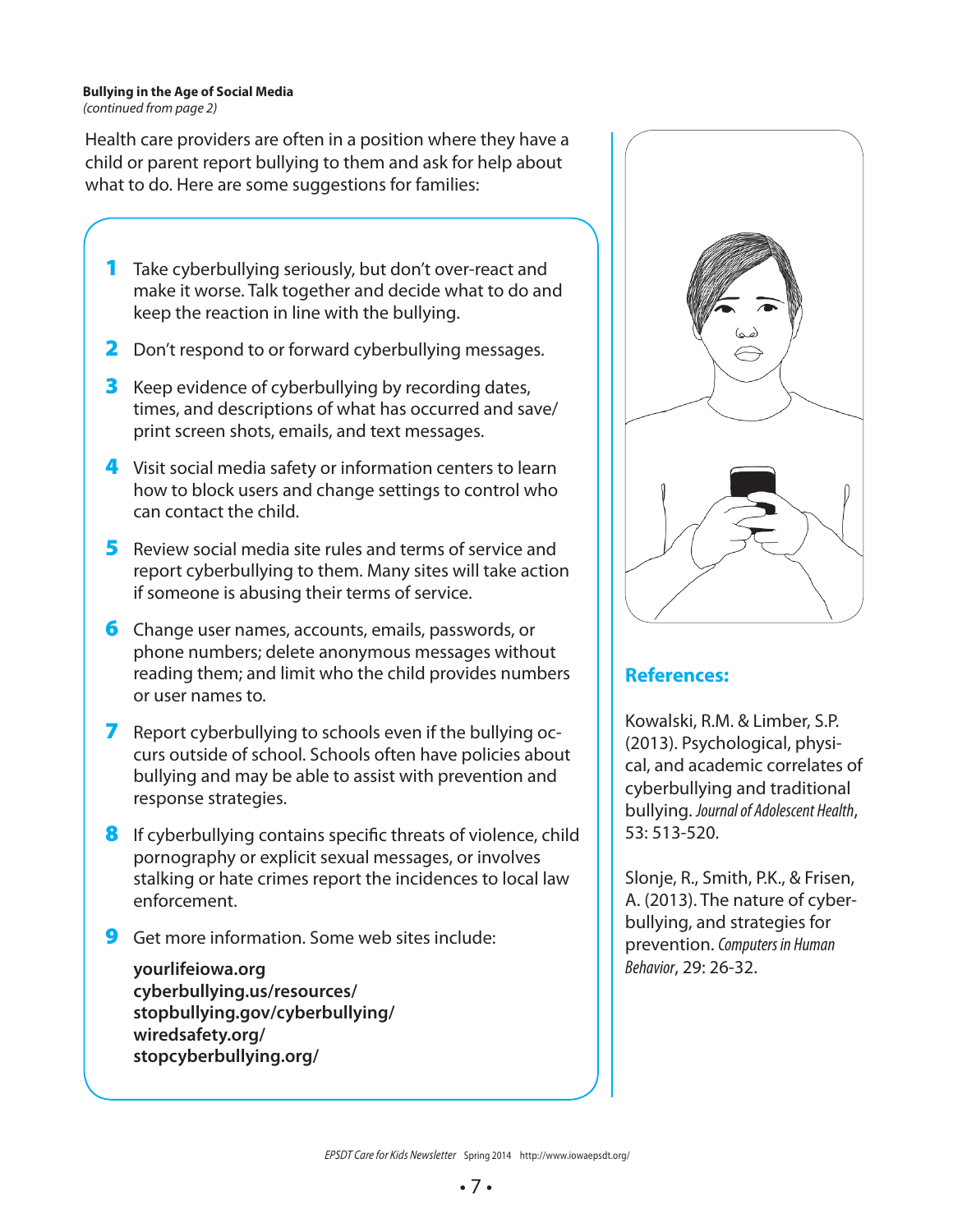**Bullying in the Age of Social Media**
*(continued from page 2)*

Health care providers are often in a position where they have a child or parent report bullying to them and ask for help about what to do. Here are some suggestions for families:

1. Take cyberbullying seriously, but don't over-react and make it worse. Talk together and decide what to do and keep the reaction in line with the bullying.
2. Don't respond to or forward cyberbullying messages.
3. Keep evidence of cyberbullying by recording dates, times, and descriptions of what has occurred and save/print screen shots, emails, and text messages.
4. Visit social media safety or information centers to learn how to block users and change settings to control who can contact the child.
5. Review social media site rules and terms of service and report cyberbullying to them. Many sites will take action if someone is abusing their terms of service.
6. Change user names, accounts, emails, passwords, or phone numbers; delete anonymous messages without reading them; and limit who the child provides numbers or user names to.
7. Report cyberbullying to schools even if the bullying occurs outside of school. Schools often have policies about bullying and may be able to assist with prevention and response strategies.
8. If cyberbullying contains specific threats of violence, child pornography or explicit sexual messages, or involves stalking or hate crimes report the incidences to local law enforcement.
9. Get more information. Some web sites include:

   **yourlifeiowa.org**
   **cyberbullying.us/resources/**
   **stopbullying.gov/cyberbullying/**
   **wiredsafety.org/**
   **stopcyberbullying.org/**

## References:

Kowalski, R.M. & Limber, S.P. (2013). Psychological, physical, and academic correlates of cyberbullying and traditional bullying. *Journal of Adolescent Health*, 53: 513-520.

Slonje, R., Smith, P.K., & Frisen, A. (2013). The nature of cyberbullying, and strategies for prevention. *Computers in Human Behavior*, 29: 26-32.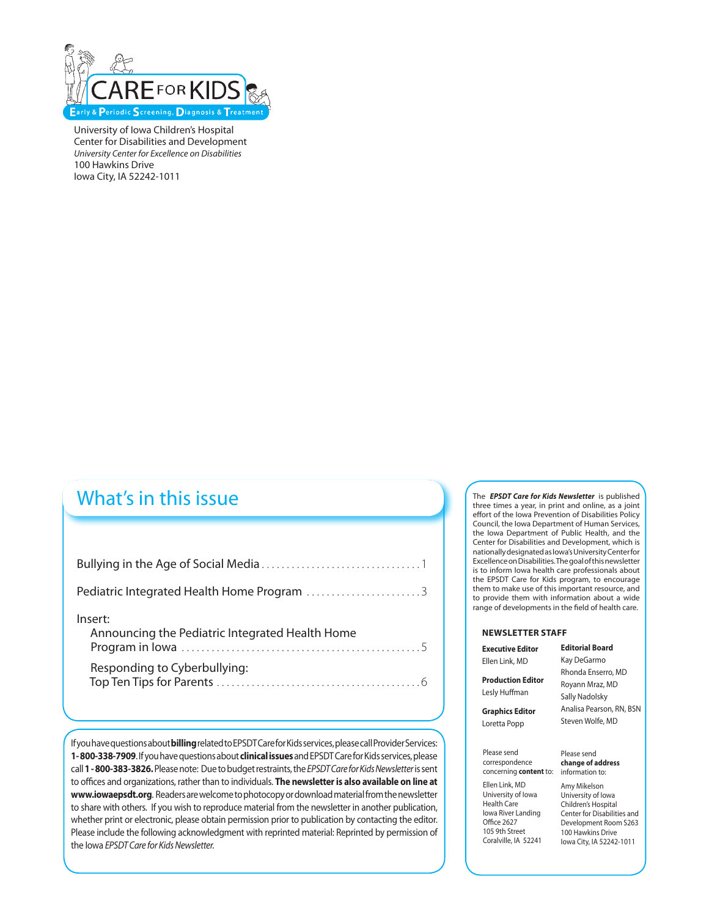CARE FOR KIDS

Early & Periodic Screening, Diagnosis & Treatment

University of Iowa Children's Hospital
Center for Disabilities and Development
*University Center for Excellence on Disabilities*
100 Hawkins Drive
Iowa City, IA 52242-1011

## What's in this issue

Bullying in the Age of Social Media . . . . . . . . . . . . . . . . . . . . . . . . . . . . . . . . 1

Pediatric Integrated Health Home Program . . . . . . . . . . . . . . . . . . . . . . . 3

Insert:

Announcing the Pediatric Integrated Health Home Program in Iowa . . . . . . . . . . . . . . . . . . . . . . . . . . . . . . . . . . . . . . . . . . . . . . . 5

Responding to Cyberbullying: Top Ten Tips for Parents . . . . . . . . . . . . . . . . . . . . . . . . . . . . . . . . . . . . . . . . . 6

If you have questions about **billing** related to EPSDT Care for Kids services, please call Provider Services: **1-800-338-7909**. If you have questions about **clinical issues** and EPSDT Care for Kids services, please call **1-800-383-3826.** Please note: Due to budget restraints, the *EPSDT Care for Kids Newsletter* is sent to offices and organizations, rather than to individuals. **The newsletter is also available on line at www.iowaepsdt.org**. Readers are welcome to photocopy or download material from the newsletter to share with others. If you wish to reproduce material from the newsletter in another publication, whether print or electronic, please obtain permission prior to publication by contacting the editor. Please include the following acknowledgment with reprinted material: Reprinted by permission of the Iowa *EPSDT Care for Kids Newsletter.*

The ***EPSDT Care for Kids Newsletter*** is published three times a year, in print and online, as a joint effort of the Iowa Prevention of Disabilities Policy Council, the Iowa Department of Human Services, the Iowa Department of Public Health, and the Center for Disabilities and Development, which is nationally designated as Iowa's University Center for Excellence on Disabilities. The goal of this newsletter is to inform Iowa health care professionals about the EPSDT Care for Kids program, to encourage them to make use of this important resource, and to provide them with information about a wide range of developments in the field of health care.

### NEWSLETTER STAFF

**Executive Editor**
Ellen Link, MD

**Production Editor**
Lesly Huffman

**Graphics Editor**
Loretta Popp

**Editorial Board**
Kay DeGarmo
Rhonda Enserro, MD
Royann Mraz, MD
Sally Nadolsky
Analisa Pearson, RN, BSN
Steven Wolfe, MD

Please send correspondence concerning **content** to:

Ellen Link, MD
University of Iowa Health Care
Iowa River Landing
Office 2627
105 9th Street
Coralville, IA 52241

Please send **change of address** information to:

Amy Mikelson
University of Iowa Children's Hospital
Center for Disabilities and Development Room S263
100 Hawkins Drive
Iowa City, IA 52242-1011